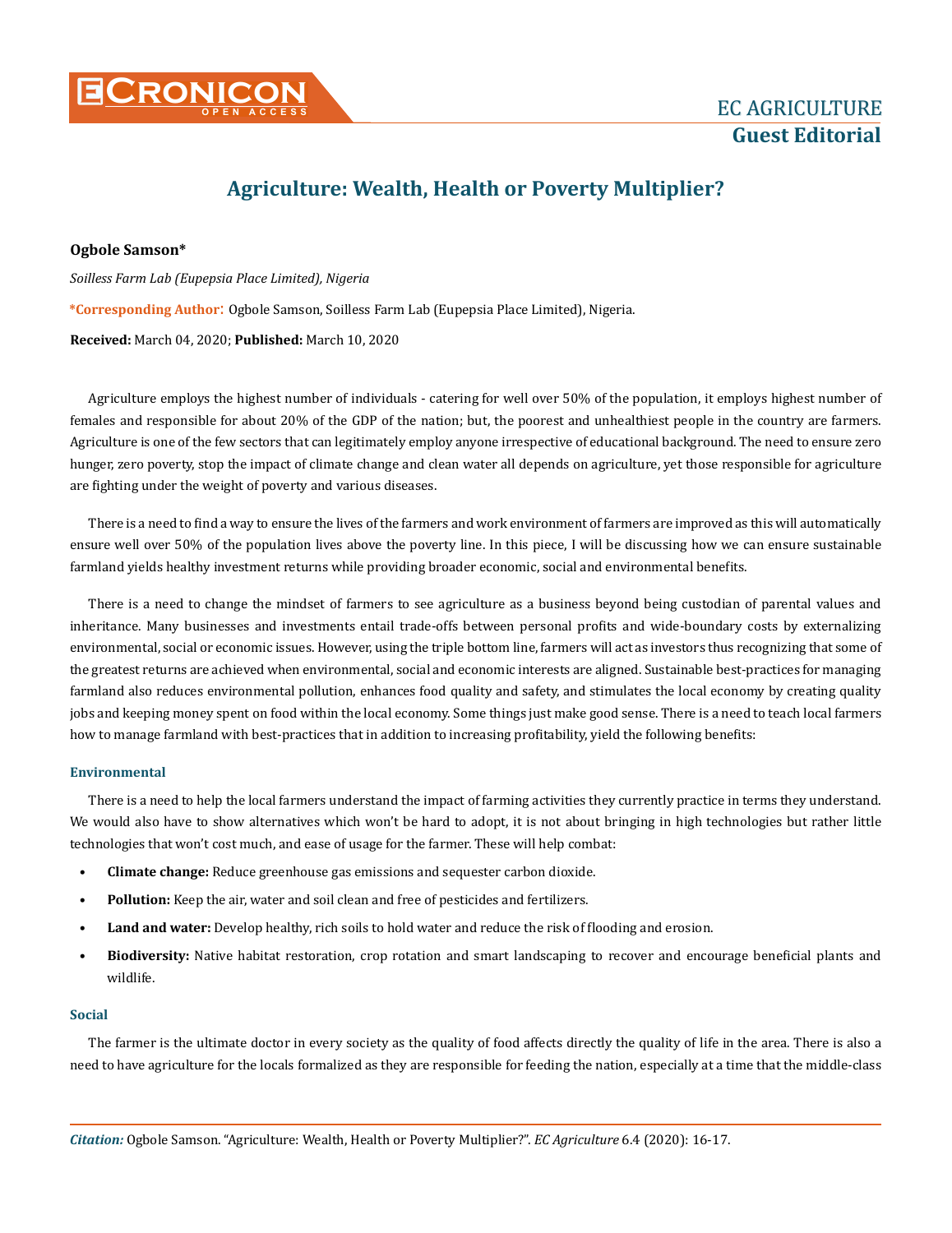# Agriculture: Wealth, Health or Poverty Multiplier?

**Ogbole Samson***

*Soilless Farm Lab (Eupepsia Place Limited), Nigeria*

***Corresponding Author**: Ogbole Samson, Soilless Farm Lab (Eupepsia Place Limited), Nigeria.

**Received:** March 04, 2020; **Published:** March 10, 2020

Agriculture employs the highest number of individuals - catering for well over 50% of the population, it employs highest number of females and responsible for about 20% of the GDP of the nation; but, the poorest and unhealthiest people in the country are farmers. Agriculture is one of the few sectors that can legitimately employ anyone irrespective of educational background. The need to ensure zero hunger, zero poverty, stop the impact of climate change and clean water all depends on agriculture, yet those responsible for agriculture are fighting under the weight of poverty and various diseases.

There is a need to find a way to ensure the lives of the farmers and work environment of farmers are improved as this will automatically ensure well over 50% of the population lives above the poverty line. In this piece, I will be discussing how we can ensure sustainable farmland yields healthy investment returns while providing broader economic, social and environmental benefits.

There is a need to change the mindset of farmers to see agriculture as a business beyond being custodian of parental values and inheritance. Many businesses and investments entail trade-offs between personal profits and wide-boundary costs by externalizing environmental, social or economic issues. However, using the triple bottom line, farmers will act as investors thus recognizing that some of the greatest returns are achieved when environmental, social and economic interests are aligned. Sustainable best-practices for managing farmland also reduces environmental pollution, enhances food quality and safety, and stimulates the local economy by creating quality jobs and keeping money spent on food within the local economy. Some things just make good sense. There is a need to teach local farmers how to manage farmland with best-practices that in addition to increasing profitability, yield the following benefits:

### Environmental

There is a need to help the local farmers understand the impact of farming activities they currently practice in terms they understand. We would also have to show alternatives which won't be hard to adopt, it is not about bringing in high technologies but rather little technologies that won't cost much, and ease of usage for the farmer. These will help combat:

- **Climate change:** Reduce greenhouse gas emissions and sequester carbon dioxide.
- **Pollution:** Keep the air, water and soil clean and free of pesticides and fertilizers.
- **Land and water:** Develop healthy, rich soils to hold water and reduce the risk of flooding and erosion.
- **Biodiversity:** Native habitat restoration, crop rotation and smart landscaping to recover and encourage beneficial plants and wildlife.

### Social

The farmer is the ultimate doctor in every society as the quality of food affects directly the quality of life in the area. There is also a need to have agriculture for the locals formalized as they are responsible for feeding the nation, especially at a time that the middle-class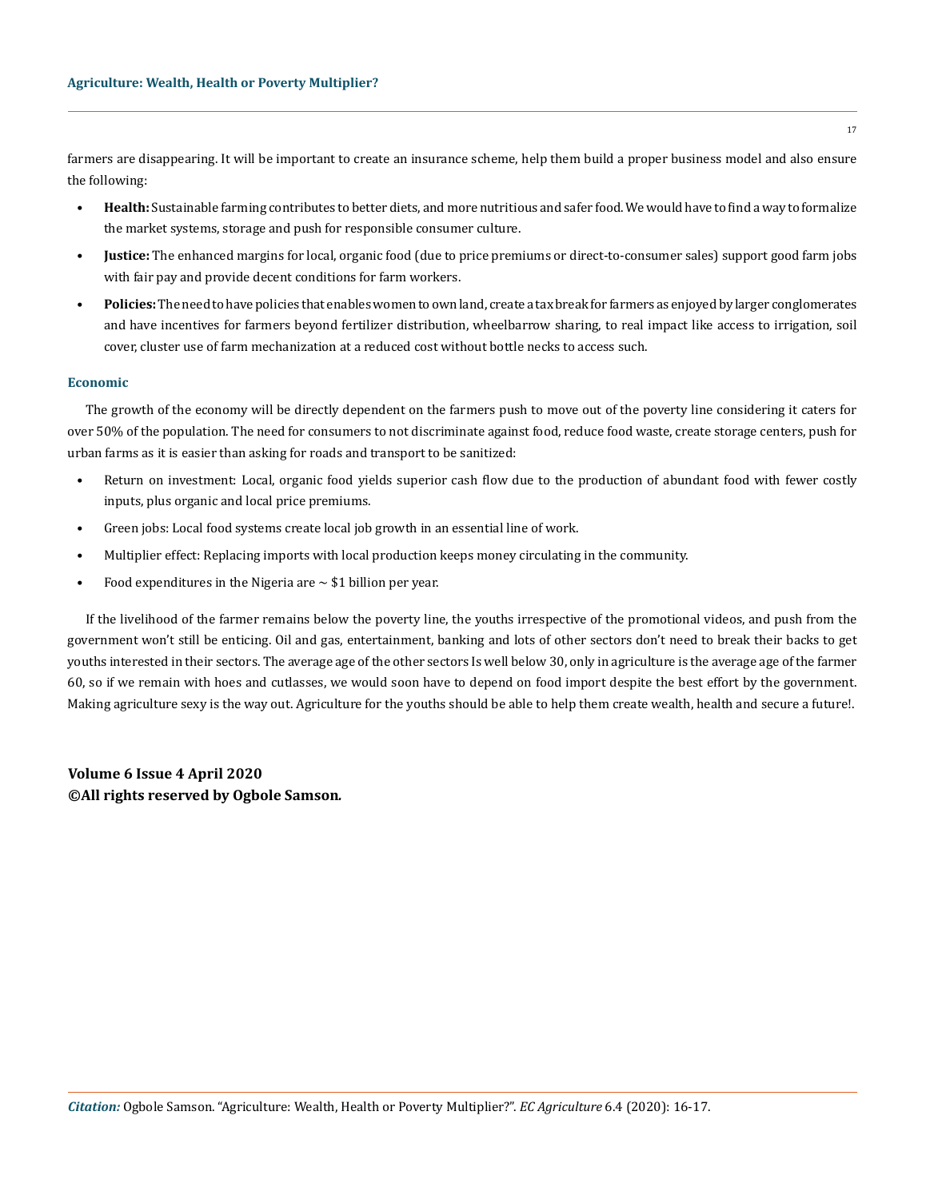farmers are disappearing. It will be important to create an insurance scheme, help them build a proper business model and also ensure the following:

- **Health:** Sustainable farming contributes to better diets, and more nutritious and safer food. We would have to find a way to formalize the market systems, storage and push for responsible consumer culture.
- **Justice:** The enhanced margins for local, organic food (due to price premiums or direct-to-consumer sales) support good farm jobs with fair pay and provide decent conditions for farm workers.
- **Policies:** The need to have policies that enables women to own land, create a tax break for farmers as enjoyed by larger conglomerates and have incentives for farmers beyond fertilizer distribution, wheelbarrow sharing, to real impact like access to irrigation, soil cover, cluster use of farm mechanization at a reduced cost without bottle necks to access such.

### Economic

The growth of the economy will be directly dependent on the farmers push to move out of the poverty line considering it caters for over 50% of the population. The need for consumers to not discriminate against food, reduce food waste, create storage centers, push for urban farms as it is easier than asking for roads and transport to be sanitized:

- Return on investment: Local, organic food yields superior cash flow due to the production of abundant food with fewer costly inputs, plus organic and local price premiums.
- Green jobs: Local food systems create local job growth in an essential line of work.
- Multiplier effect: Replacing imports with local production keeps money circulating in the community.
- Food expenditures in the Nigeria are ~ $1 billion per year.

If the livelihood of the farmer remains below the poverty line, the youths irrespective of the promotional videos, and push from the government won't still be enticing. Oil and gas, entertainment, banking and lots of other sectors don't need to break their backs to get youths interested in their sectors. The average age of the other sectors Is well below 30, only in agriculture is the average age of the farmer 60, so if we remain with hoes and cutlasses, we would soon have to depend on food import despite the best effort by the government. Making agriculture sexy is the way out. Agriculture for the youths should be able to help them create wealth, health and secure a future!.

**Volume 6 Issue 4 April 2020**
**©All rights reserved by Ogbole Samson.**